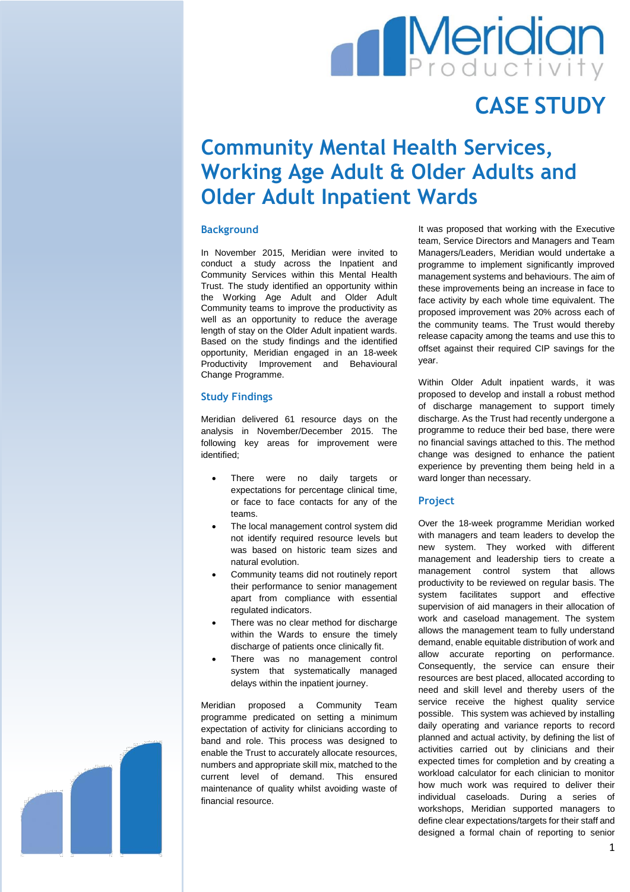Meridian Productivity

CASE STUDY

# Community Mental Health Services, Working Age Adult & Older Adults and Older Adult Inpatient Wards

## Background

In November 2015, Meridian were invited to conduct a study across the Inpatient and Community Services within this Mental Health Trust. The study identified an opportunity within the Working Age Adult and Older Adult Community teams to improve the productivity as well as an opportunity to reduce the average length of stay on the Older Adult inpatient wards. Based on the study findings and the identified opportunity, Meridian engaged in an 18-week Productivity Improvement and Behavioural Change Programme.

## Study Findings

Meridian delivered 61 resource days on the analysis in November/December 2015. The following key areas for improvement were identified;

- There were no daily targets or expectations for percentage clinical time, or face to face contacts for any of the teams.
- The local management control system did not identify required resource levels but was based on historic team sizes and natural evolution.
- Community teams did not routinely report their performance to senior management apart from compliance with essential regulated indicators.
- There was no clear method for discharge within the Wards to ensure the timely discharge of patients once clinically fit.
- There was no management control system that systematically managed delays within the inpatient journey.

Meridian proposed a Community Team programme predicated on setting a minimum expectation of activity for clinicians according to band and role. This process was designed to enable the Trust to accurately allocate resources, numbers and appropriate skill mix, matched to the current level of demand. This ensured maintenance of quality whilst avoiding waste of financial resource.

It was proposed that working with the Executive team, Service Directors and Managers and Team Managers/Leaders, Meridian would undertake a programme to implement significantly improved management systems and behaviours. The aim of these improvements being an increase in face to face activity by each whole time equivalent. The proposed improvement was 20% across each of the community teams. The Trust would thereby release capacity among the teams and use this to offset against their required CIP savings for the year.

Within Older Adult inpatient wards, it was proposed to develop and install a robust method of discharge management to support timely discharge. As the Trust had recently undergone a programme to reduce their bed base, there were no financial savings attached to this. The method change was designed to enhance the patient experience by preventing them being held in a ward longer than necessary.

## Project

Over the 18-week programme Meridian worked with managers and team leaders to develop the new system. They worked with different management and leadership tiers to create a management control system that allows productivity to be reviewed on regular basis. The system facilitates support and effective supervision of aid managers in their allocation of work and caseload management. The system allows the management team to fully understand demand, enable equitable distribution of work and allow accurate reporting on performance. Consequently, the service can ensure their resources are best placed, allocated according to need and skill level and thereby users of the service receive the highest quality service possible. This system was achieved by installing daily operating and variance reports to record planned and actual activity, by defining the list of activities carried out by clinicians and their expected times for completion and by creating a workload calculator for each clinician to monitor how much work was required to deliver their individual caseloads. During a series of workshops, Meridian supported managers to define clear expectations/targets for their staff and designed a formal chain of reporting to senior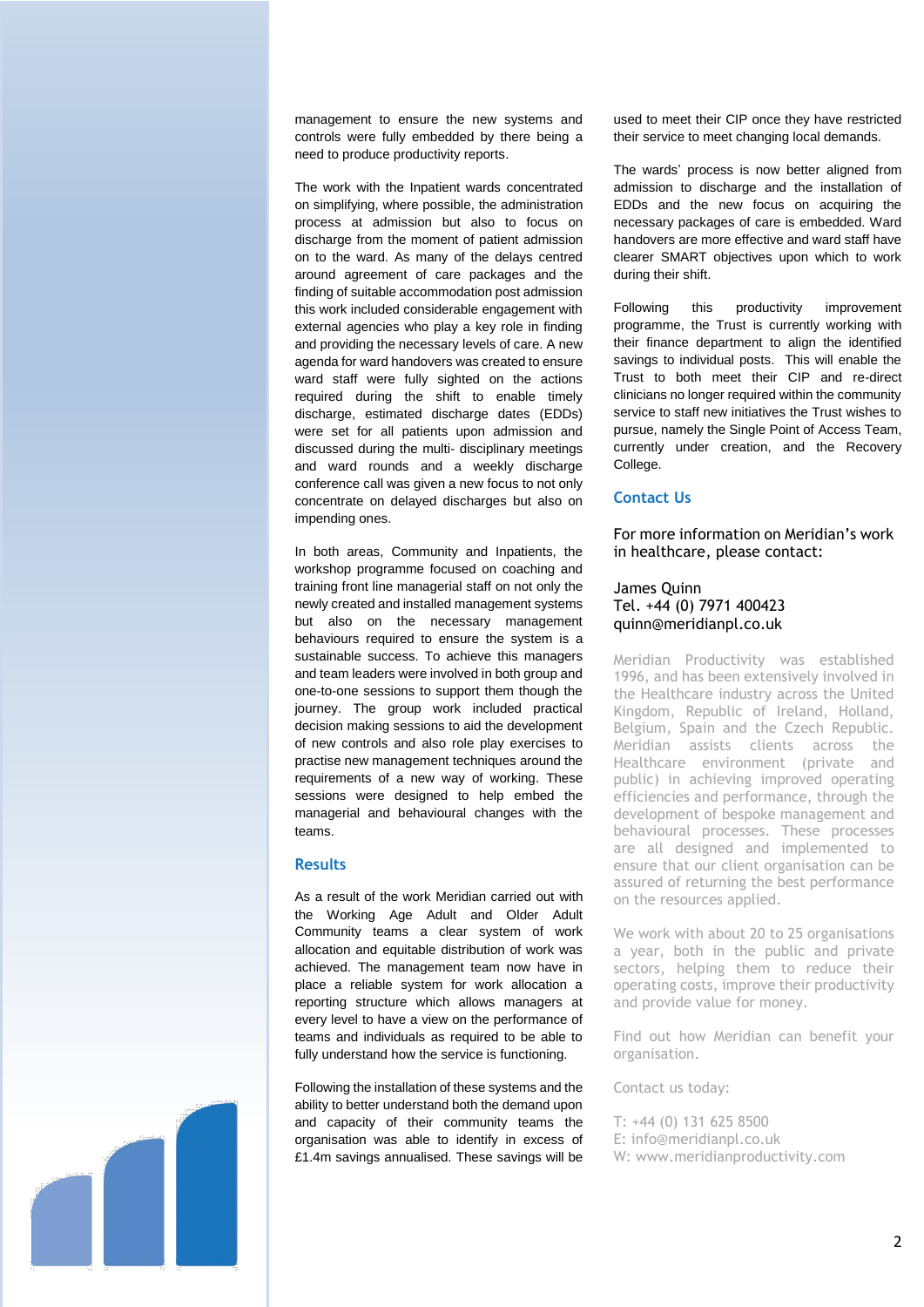management to ensure the new systems and controls were fully embedded by there being a need to produce productivity reports.

The work with the Inpatient wards concentrated on simplifying, where possible, the administration process at admission but also to focus on discharge from the moment of patient admission on to the ward. As many of the delays centred around agreement of care packages and the finding of suitable accommodation post admission this work included considerable engagement with external agencies who play a key role in finding and providing the necessary levels of care. A new agenda for ward handovers was created to ensure ward staff were fully sighted on the actions required during the shift to enable timely discharge, estimated discharge dates (EDDs) were set for all patients upon admission and discussed during the multi- disciplinary meetings and ward rounds and a weekly discharge conference call was given a new focus to not only concentrate on delayed discharges but also on impending ones.

In both areas, Community and Inpatients, the workshop programme focused on coaching and training front line managerial staff on not only the newly created and installed management systems but also on the necessary management behaviours required to ensure the system is a sustainable success. To achieve this managers and team leaders were involved in both group and one-to-one sessions to support them though the journey. The group work included practical decision making sessions to aid the development of new controls and also role play exercises to practise new management techniques around the requirements of a new way of working. These sessions were designed to help embed the managerial and behavioural changes with the teams.

## Results

As a result of the work Meridian carried out with the Working Age Adult and Older Adult Community teams a clear system of work allocation and equitable distribution of work was achieved. The management team now have in place a reliable system for work allocation a reporting structure which allows managers at every level to have a view on the performance of teams and individuals as required to be able to fully understand how the service is functioning.

Following the installation of these systems and the ability to better understand both the demand upon and capacity of their community teams the organisation was able to identify in excess of £1.4m savings annualised. These savings will be used to meet their CIP once they have restricted their service to meet changing local demands.

The wards' process is now better aligned from admission to discharge and the installation of EDDs and the new focus on acquiring the necessary packages of care is embedded. Ward handovers are more effective and ward staff have clearer SMART objectives upon which to work during their shift.

Following this productivity improvement programme, the Trust is currently working with their finance department to align the identified savings to individual posts. This will enable the Trust to both meet their CIP and re-direct clinicians no longer required within the community service to staff new initiatives the Trust wishes to pursue, namely the Single Point of Access Team, currently under creation, and the Recovery College.

## Contact Us

For more information on Meridian's work in healthcare, please contact:

James Quinn
Tel. +44 (0) 7971 400423
quinn@meridianpl.co.uk

Meridian Productivity was established 1996, and has been extensively involved in the Healthcare industry across the United Kingdom, Republic of Ireland, Holland, Belgium, Spain and the Czech Republic. Meridian assists clients across the Healthcare environment (private and public) in achieving improved operating efficiencies and performance, through the development of bespoke management and behavioural processes. These processes are all designed and implemented to ensure that our client organisation can be assured of returning the best performance on the resources applied.

We work with about 20 to 25 organisations a year, both in the public and private sectors, helping them to reduce their operating costs, improve their productivity and provide value for money.

Find out how Meridian can benefit your organisation.

Contact us today:

T: +44 (0) 131 625 8500
E: info@meridianpl.co.uk
W: www.meridianproductivity.com